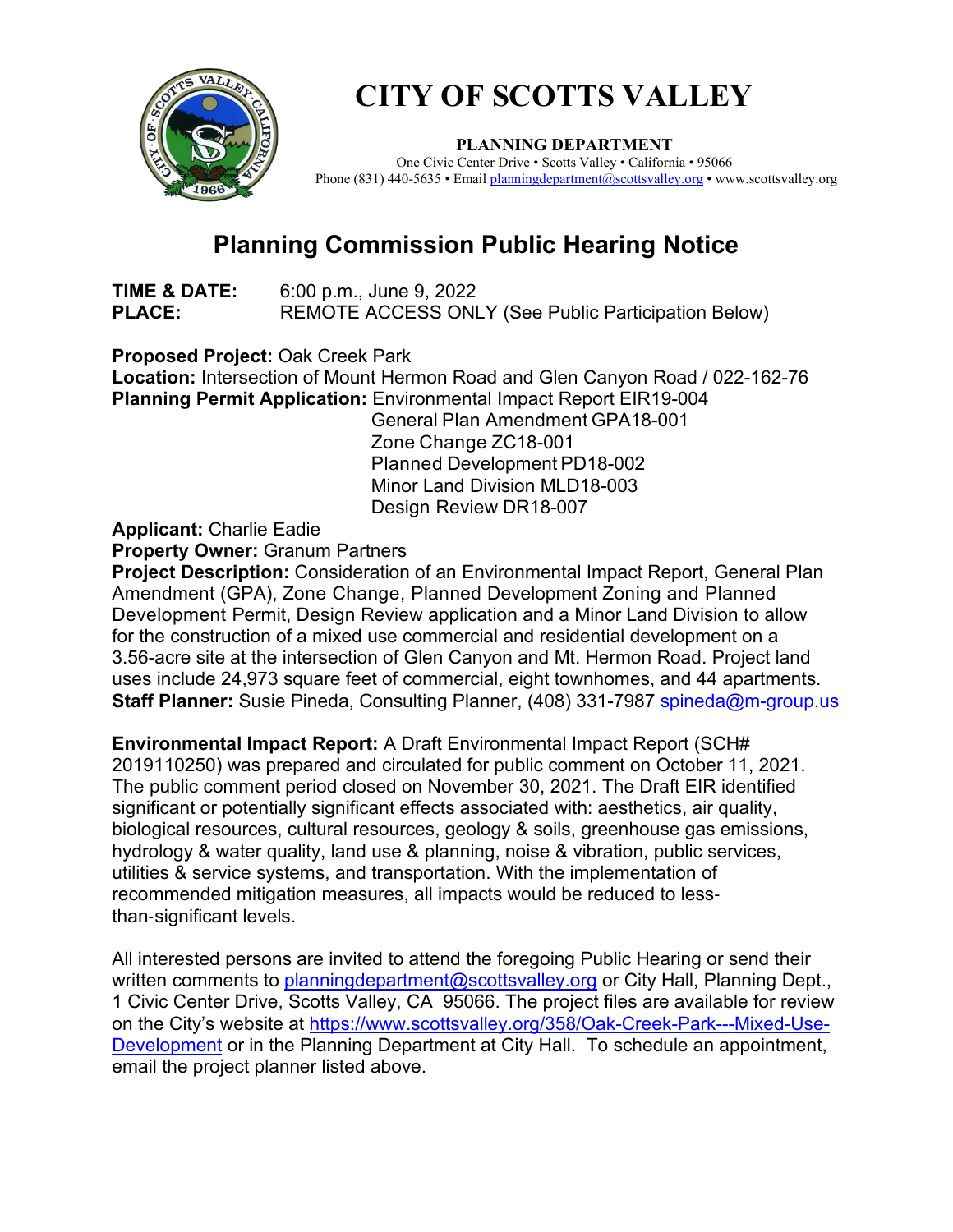# CITY OF SCOTTS VALLEY

**PLANNING DEPARTMENT**

One Civic Center Drive • Scotts Valley • California • 95066

Phone (831) 440-5635 • Email planningdepartment@scottsvalley.org • www.scottsvalley.org

## Planning Commission Public Hearing Notice

**TIME & DATE:** 6:00 p.m., June 9, 2022

**PLACE:** REMOTE ACCESS ONLY (See Public Participation Below)

**Proposed Project:** Oak Creek Park

**Location:** Intersection of Mount Hermon Road and Glen Canyon Road / 022-162-76

**Planning Permit Application:** Environmental Impact Report EIR19-004
General Plan Amendment GPA18-001
Zone Change ZC18-001
Planned Development PD18-002
Minor Land Division MLD18-003
Design Review DR18-007

**Applicant:** Charlie Eadie

**Property Owner:** Granum Partners

**Project Description:** Consideration of an Environmental Impact Report, General Plan Amendment (GPA), Zone Change, Planned Development Zoning and Planned Development Permit, Design Review application and a Minor Land Division to allow for the construction of a mixed use commercial and residential development on a 3.56-acre site at the intersection of Glen Canyon and Mt. Hermon Road. Project land uses include 24,973 square feet of commercial, eight townhomes, and 44 apartments.

**Staff Planner:** Susie Pineda, Consulting Planner, (408) 331-7987 spineda@m-group.us

**Environmental Impact Report:** A Draft Environmental Impact Report (SCH# 2019110250) was prepared and circulated for public comment on October 11, 2021. The public comment period closed on November 30, 2021. The Draft EIR identified significant or potentially significant effects associated with: aesthetics, air quality, biological resources, cultural resources, geology & soils, greenhouse gas emissions, hydrology & water quality, land use & planning, noise & vibration, public services, utilities & service systems, and transportation. With the implementation of recommended mitigation measures, all impacts would be reduced to less-than-significant levels.

All interested persons are invited to attend the foregoing Public Hearing or send their written comments to planningdepartment@scottsvalley.org or City Hall, Planning Dept., 1 Civic Center Drive, Scotts Valley, CA 95066. The project files are available for review on the City's website at https://www.scottsvalley.org/358/Oak-Creek-Park---Mixed-Use-Development or in the Planning Department at City Hall. To schedule an appointment, email the project planner listed above.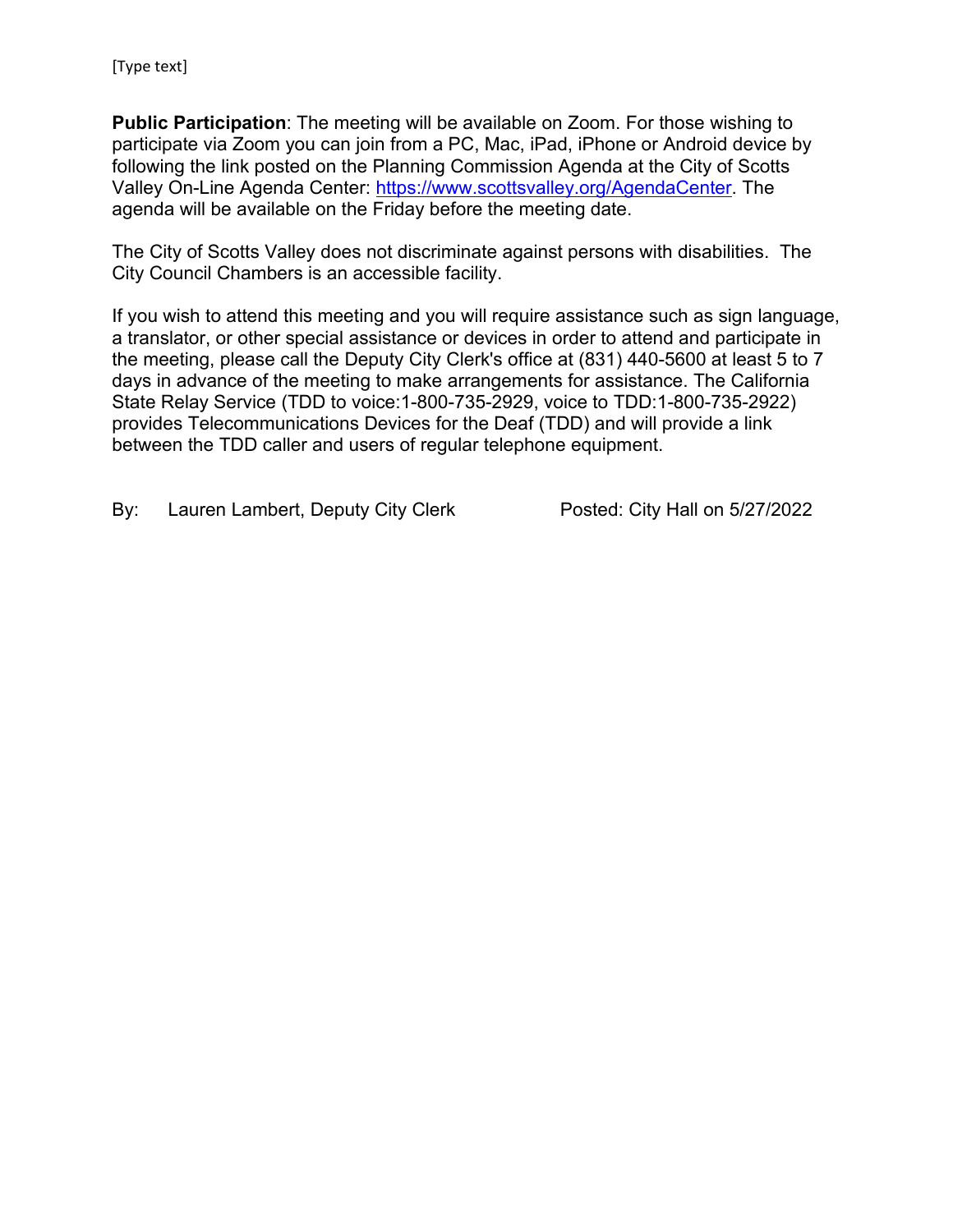[Type text]

**Public Participation**: The meeting will be available on Zoom. For those wishing to participate via Zoom you can join from a PC, Mac, iPad, iPhone or Android device by following the link posted on the Planning Commission Agenda at the City of Scotts Valley On-Line Agenda Center: https://www.scottsvalley.org/AgendaCenter. The agenda will be available on the Friday before the meeting date.

The City of Scotts Valley does not discriminate against persons with disabilities. The City Council Chambers is an accessible facility.

If you wish to attend this meeting and you will require assistance such as sign language, a translator, or other special assistance or devices in order to attend and participate in the meeting, please call the Deputy City Clerk's office at (831) 440-5600 at least 5 to 7 days in advance of the meeting to make arrangements for assistance. The California State Relay Service (TDD to voice:1-800-735-2929, voice to TDD:1-800-735-2922) provides Telecommunications Devices for the Deaf (TDD) and will provide a link between the TDD caller and users of regular telephone equipment.

By: Lauren Lambert, Deputy City Clerk Posted: City Hall on 5/27/2022